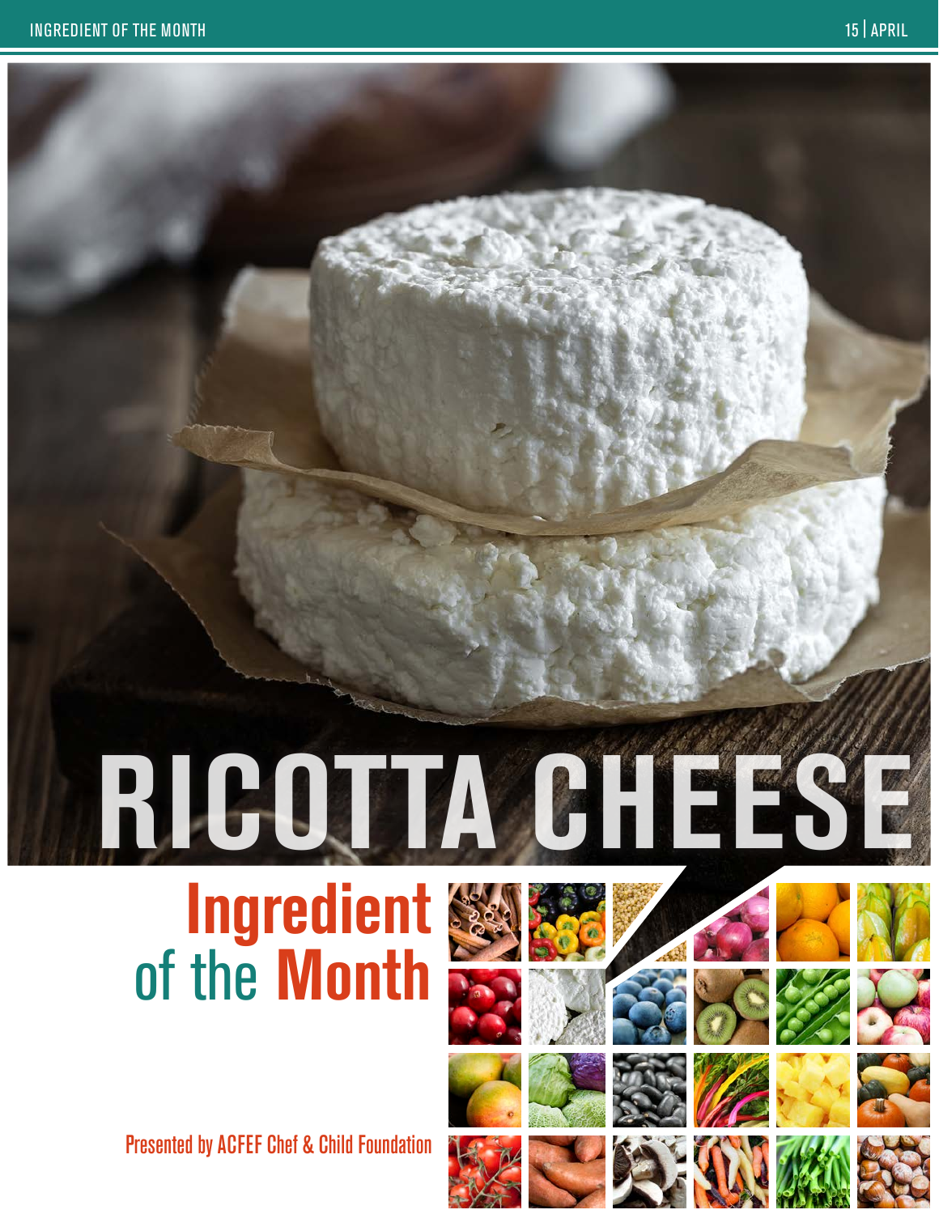# RICOTTA CHEESE

## Ingredient of the Month

Presented by ACFEF Chef & Child Foundation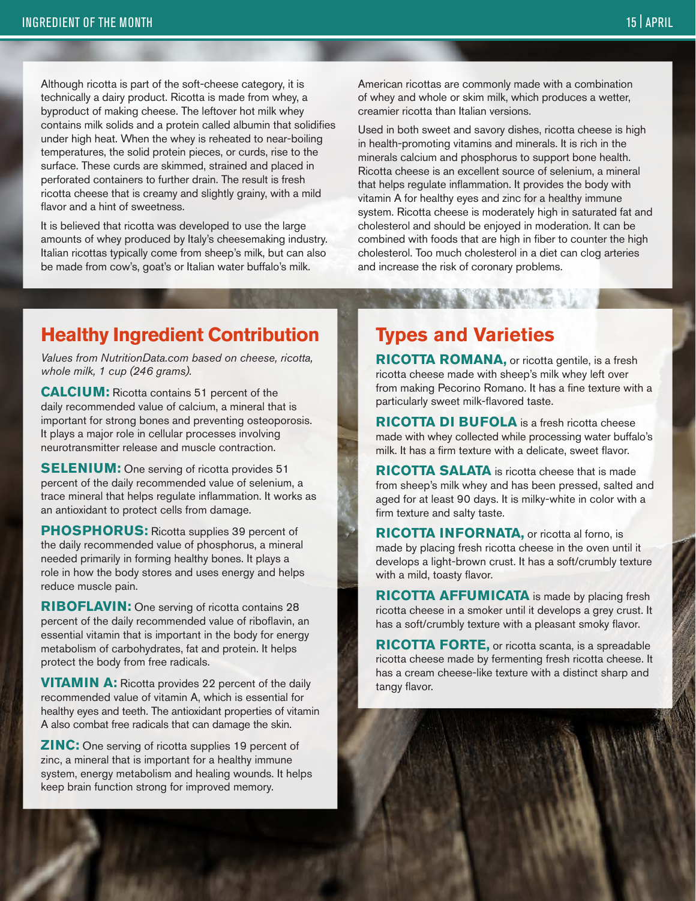Although ricotta is part of the soft-cheese category, it is technically a dairy product. Ricotta is made from whey, a byproduct of making cheese. The leftover hot milk whey contains milk solids and a protein called albumin that solidifies under high heat. When the whey is reheated to near-boiling temperatures, the solid protein pieces, or curds, rise to the surface. These curds are skimmed, strained and placed in perforated containers to further drain. The result is fresh ricotta cheese that is creamy and slightly grainy, with a mild flavor and a hint of sweetness.

It is believed that ricotta was developed to use the large amounts of whey produced by Italy's cheesemaking industry. Italian ricottas typically come from sheep's milk, but can also be made from cow's, goat's or Italian water buffalo's milk.

American ricottas are commonly made with a combination of whey and whole or skim milk, which produces a wetter, creamier ricotta than Italian versions.

Used in both sweet and savory dishes, ricotta cheese is high in health-promoting vitamins and minerals. It is rich in the minerals calcium and phosphorus to support bone health. Ricotta cheese is an excellent source of selenium, a mineral that helps regulate inflammation. It provides the body with vitamin A for healthy eyes and zinc for a healthy immune system. Ricotta cheese is moderately high in saturated fat and cholesterol and should be enjoyed in moderation. It can be combined with foods that are high in fiber to counter the high cholesterol. Too much cholesterol in a diet can clog arteries and increase the risk of coronary problems.

## Healthy Ingredient Contribution

*Values from NutritionData.com based on cheese, ricotta, whole milk, 1 cup (246 grams).*

**CALCIUM:** Ricotta contains 51 percent of the daily recommended value of calcium, a mineral that is important for strong bones and preventing osteoporosis. It plays a major role in cellular processes involving neurotransmitter release and muscle contraction.

**SELENIUM:** One serving of ricotta provides 51 percent of the daily recommended value of selenium, a trace mineral that helps regulate inflammation. It works as an antioxidant to protect cells from damage.

**PHOSPHORUS:** Ricotta supplies 39 percent of the daily recommended value of phosphorus, a mineral needed primarily in forming healthy bones. It plays a role in how the body stores and uses energy and helps reduce muscle pain.

**RIBOFLAVIN:** One serving of ricotta contains 28 percent of the daily recommended value of riboflavin, an essential vitamin that is important in the body for energy metabolism of carbohydrates, fat and protein. It helps protect the body from free radicals.

**VITAMIN A:** Ricotta provides 22 percent of the daily recommended value of vitamin A, which is essential for healthy eyes and teeth. The antioxidant properties of vitamin A also combat free radicals that can damage the skin.

**ZINC:** One serving of ricotta supplies 19 percent of zinc, a mineral that is important for a healthy immune system, energy metabolism and healing wounds. It helps keep brain function strong for improved memory.

## Types and Varieties

**RICOTTA ROMANA,** or ricotta gentile, is a fresh ricotta cheese made with sheep's milk whey left over from making Pecorino Romano. It has a fine texture with a particularly sweet milk-flavored taste.

**RICOTTA DI BUFOLA** is a fresh ricotta cheese made with whey collected while processing water buffalo's milk. It has a firm texture with a delicate, sweet flavor.

**RICOTTA SALATA** is ricotta cheese that is made from sheep's milk whey and has been pressed, salted and aged for at least 90 days. It is milky-white in color with a firm texture and salty taste.

**RICOTTA INFORNATA,** or ricotta al forno, is made by placing fresh ricotta cheese in the oven until it develops a light-brown crust. It has a soft/crumbly texture with a mild, toasty flavor.

**RICOTTA AFFUMICATA** is made by placing fresh ricotta cheese in a smoker until it develops a grey crust. It has a soft/crumbly texture with a pleasant smoky flavor.

**RICOTTA FORTE,** or ricotta scanta, is a spreadable ricotta cheese made by fermenting fresh ricotta cheese. It has a cream cheese-like texture with a distinct sharp and tangy flavor.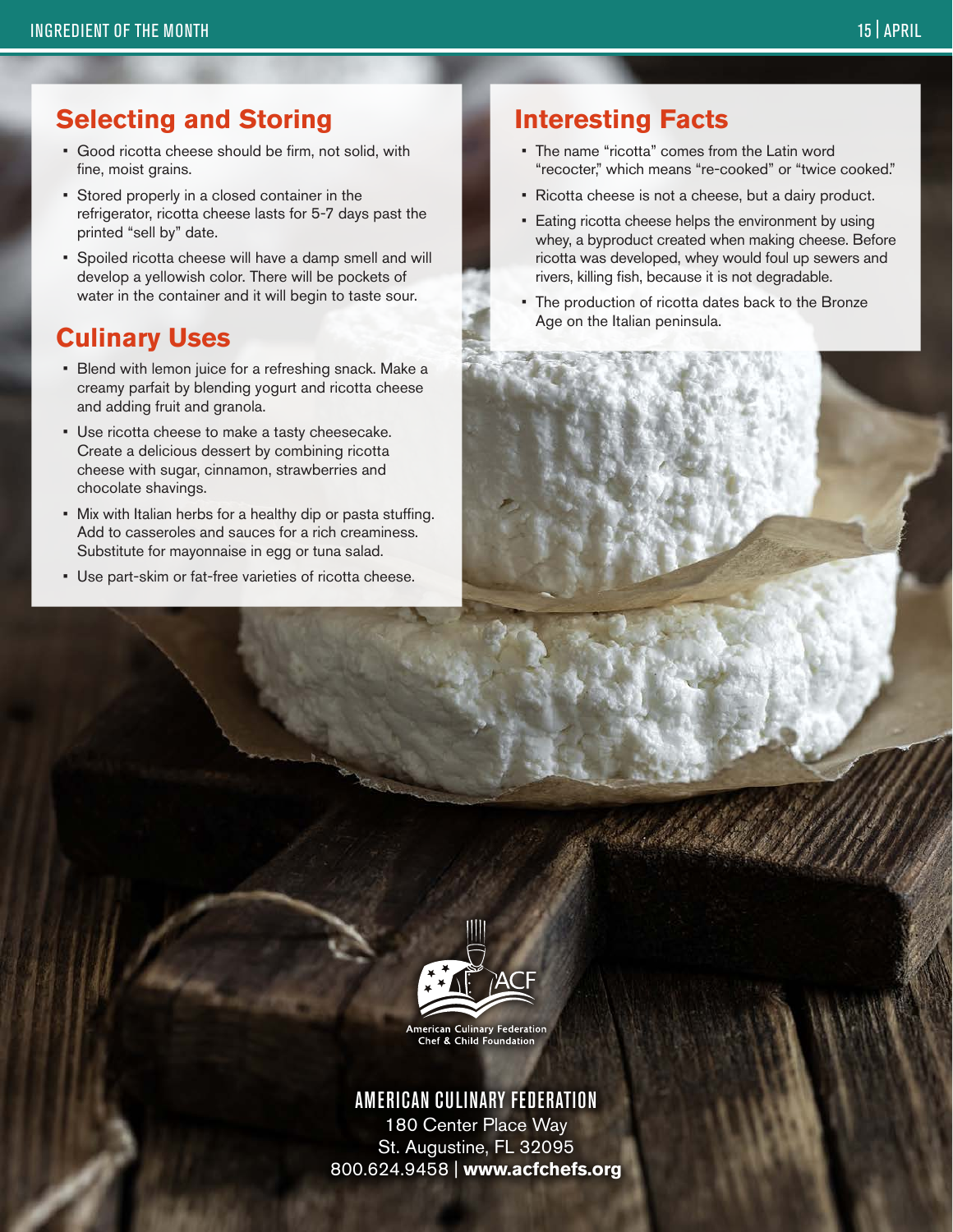## Selecting and Storing

- Good ricotta cheese should be firm, not solid, with fine, moist grains.
- Stored properly in a closed container in the refrigerator, ricotta cheese lasts for 5-7 days past the printed "sell by" date.
- Spoiled ricotta cheese will have a damp smell and will develop a yellowish color. There will be pockets of water in the container and it will begin to taste sour.

## Culinary Uses

- Blend with lemon juice for a refreshing snack. Make a creamy parfait by blending yogurt and ricotta cheese and adding fruit and granola.
- Use ricotta cheese to make a tasty cheesecake. Create a delicious dessert by combining ricotta cheese with sugar, cinnamon, strawberries and chocolate shavings.
- Mix with Italian herbs for a healthy dip or pasta stuffing. Add to casseroles and sauces for a rich creaminess. Substitute for mayonnaise in egg or tuna salad.
- Use part-skim or fat-free varieties of ricotta cheese.

## Interesting Facts

- The name "ricotta" comes from the Latin word "recocter," which means "re-cooked" or "twice cooked."
- Ricotta cheese is not a cheese, but a dairy product.
- Eating ricotta cheese helps the environment by using whey, a byproduct created when making cheese. Before ricotta was developed, whey would foul up sewers and rivers, killing fish, because it is not degradable.
- The production of ricotta dates back to the Bronze Age on the Italian peninsula.

American Culinary Federation
Chef & Child Foundation

**AMERICAN CULINARY FEDERATION**
180 Center Place Way
St. Augustine, FL 32095
800.624.9458 | **www.acfchefs.org**